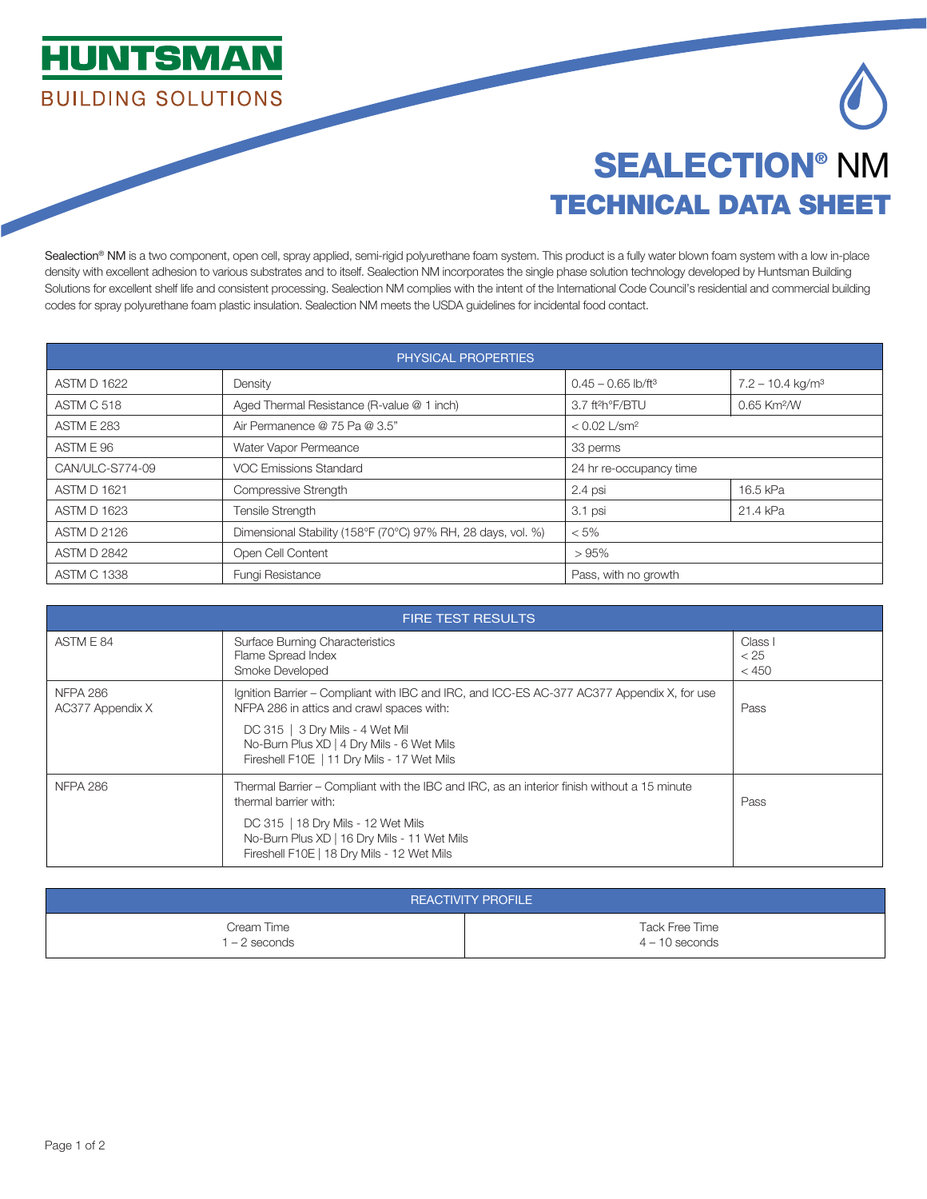HUNTSMAN

BUILDING SOLUTIONS

# SEALECTION® NM

## TECHNICAL DATA SHEET

Sealection® NM is a two component, open cell, spray applied, semi-rigid polyurethane foam system. This product is a fully water blown foam system with a low in-place density with excellent adhesion to various substrates and to itself. Sealection NM incorporates the single phase solution technology developed by Huntsman Building Solutions for excellent shelf life and consistent processing. Sealection NM complies with the intent of the International Code Council's residential and commercial building codes for spray polyurethane foam plastic insulation. Sealection NM meets the USDA guidelines for incidental food contact.

| PHYSICAL PROPERTIES | | | |
|---|---|---|---|
| ASTM D 1622 | Density | 0.45 – 0.65 lb/ft³ | 7.2 – 10.4 kg/m³ |
| ASTM C 518 | Aged Thermal Resistance (R-value @ 1 inch) | 3.7 ft²h°F/BTU | 0.65 Km²/W |
| ASTM E 283 | Air Permanence @ 75 Pa @ 3.5" | < 0.02 L/sm² | |
| ASTM E 96 | Water Vapor Permeance | 33 perms | |
| CAN/ULC-S774-09 | VOC Emissions Standard | 24 hr re-occupancy time | |
| ASTM D 1621 | Compressive Strength | 2.4 psi | 16.5 kPa |
| ASTM D 1623 | Tensile Strength | 3.1 psi | 21.4 kPa |
| ASTM D 2126 | Dimensional Stability (158°F (70°C) 97% RH, 28 days, vol. %) | < 5% | |
| ASTM D 2842 | Open Cell Content | > 95% | |
| ASTM C 1338 | Fungi Resistance | Pass, with no growth | |

| FIRE TEST RESULTS | | |
|---|---|---|
| ASTM E 84 | Surface Burning Characteristics<br>Flame Spread Index<br>Smoke Developed | Class I<br>< 25<br>< 450 |
| NFPA 286<br>AC377 Appendix X | Ignition Barrier – Compliant with IBC and IRC, and ICC-ES AC-377 AC377 Appendix X, for use NFPA 286 in attics and crawl spaces with:<br>DC 315 \| 3 Dry Mils - 4 Wet Mil<br>No-Burn Plus XD \| 4 Dry Mils - 6 Wet Mils<br>Fireshell F10E \| 11 Dry Mils - 17 Wet Mils | Pass |
| NFPA 286 | Thermal Barrier – Compliant with the IBC and IRC, as an interior finish without a 15 minute thermal barrier with:<br>DC 315 \| 18 Dry Mils - 12 Wet Mils<br>No-Burn Plus XD \| 16 Dry Mils - 11 Wet Mils<br>Fireshell F10E \| 18 Dry Mils - 12 Wet Mils | Pass |

| REACTIVITY PROFILE | |
|---|---|
| Cream Time<br>1 – 2 seconds | Tack Free Time<br>4 – 10 seconds |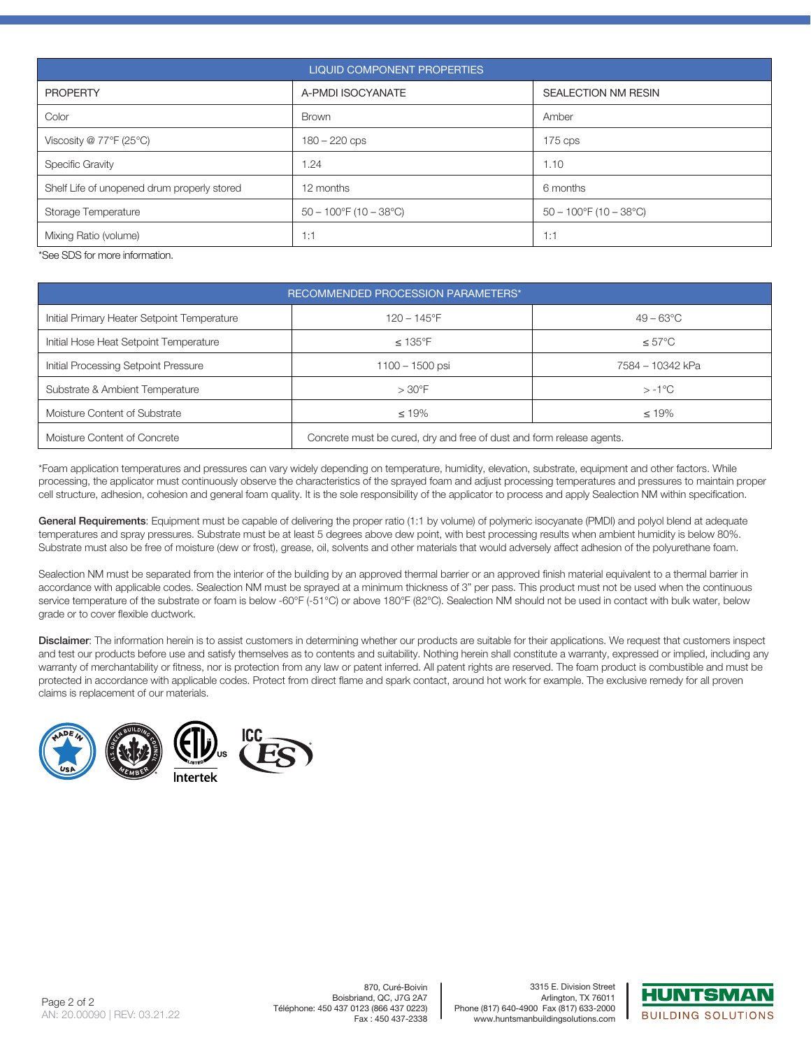| LIQUID COMPONENT PROPERTIES | | |
|---|---|---|
| PROPERTY | A-PMDI ISOCYANATE | SEALECTION NM RESIN |
| Color | Brown | Amber |
| Viscosity @ 77°F (25°C) | 180 – 220 cps | 175 cps |
| Specific Gravity | 1.24 | 1.10 |
| Shelf Life of unopened drum properly stored | 12 months | 6 months |
| Storage Temperature | 50 – 100°F (10 – 38°C) | 50 – 100°F (10 – 38°C) |
| Mixing Ratio (volume) | 1:1 | 1:1 |

*See SDS for more information.

| RECOMMENDED PROCESSION PARAMETERS* | | |
|---|---|---|
| Initial Primary Heater Setpoint Temperature | 120 – 145°F | 49 – 63°C |
| Initial Hose Heat Setpoint Temperature | ≤ 135°F | ≤ 57°C |
| Initial Processing Setpoint Pressure | 1100 – 1500 psi | 7584 – 10342 kPa |
| Substrate & Ambient Temperature | > 30°F | > -1°C |
| Moisture Content of Substrate | ≤ 19% | ≤ 19% |
| Moisture Content of Concrete | Concrete must be cured, dry and free of dust and form release agents. | |

*Foam application temperatures and pressures can vary widely depending on temperature, humidity, elevation, substrate, equipment and other factors. While processing, the applicator must continuously observe the characteristics of the sprayed foam and adjust processing temperatures and pressures to maintain proper cell structure, adhesion, cohesion and general foam quality. It is the sole responsibility of the applicator to process and apply Sealection NM within specification.

**General Requirements**: Equipment must be capable of delivering the proper ratio (1:1 by volume) of polymeric isocyanate (PMDI) and polyol blend at adequate temperatures and spray pressures. Substrate must be at least 5 degrees above dew point, with best processing results when ambient humidity is below 80%. Substrate must also be free of moisture (dew or frost), grease, oil, solvents and other materials that would adversely affect adhesion of the polyurethane foam.

Sealection NM must be separated from the interior of the building by an approved thermal barrier or an approved finish material equivalent to a thermal barrier in accordance with applicable codes. Sealection NM must be sprayed at a minimum thickness of 3" per pass. This product must not be used when the continuous service temperature of the substrate or foam is below -60°F (-51°C) or above 180°F (82°C). Sealection NM should not be used in contact with bulk water, below grade or to cover flexible ductwork.

**Disclaimer**: The information herein is to assist customers in determining whether our products are suitable for their applications. We request that customers inspect and test our products before use and satisfy themselves as to contents and suitability. Nothing herein shall constitute a warranty, expressed or implied, including any warranty of merchantability or fitness, nor is protection from any law or patent inferred. All patent rights are reserved. The foam product is combustible and must be protected in accordance with applicable codes. Protect from direct flame and spark contact, around hot work for example. The exclusive remedy for all proven claims is replacement of our materials.

AN: 20.00090 | REV: 03.21.22

870, Curé-Boivin
Boisbriand, QC, J7G 2A7
Téléphone: 450 437 0123 (866 437 0223)
Fax : 450 437-2338

3315 E. Division Street
Arlington, TX 76011
Phone (817) 640-4900 Fax (817) 633-2000
www.huntsmanbuildingsolutions.com

HUNTSMAN
BUILDING SOLUTIONS